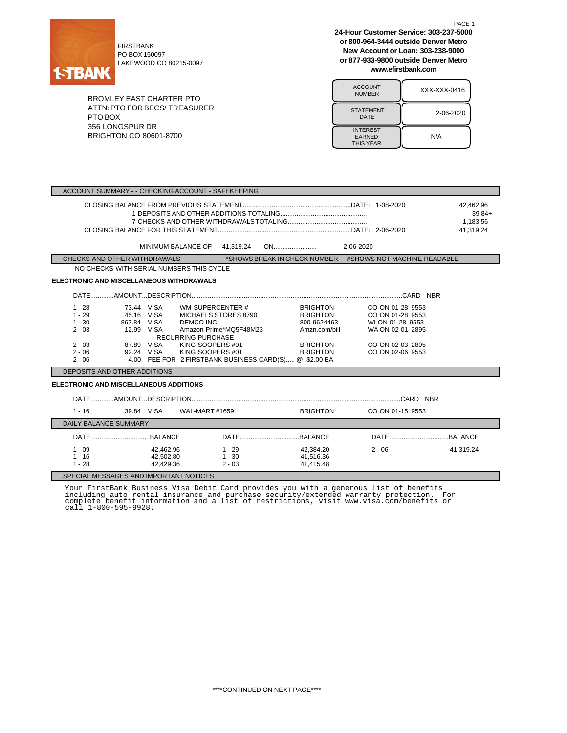FIRSTBANK
PO BOX 150097
LAKEWOOD CO 80215-0097

**24-Hour Customer Service: 303-237-5000**
**or 800-964-3444 outside Denver Metro**
**New Account or Loan: 303-238-9000**
**or 877-933-9800 outside Denver Metro**
**www.efirstbank.com**

BROMLEY EAST CHARTER PTO
ATTN: PTO FOR BECS/ TREASURER
PTO BOX
356 LONGSPUR DR
BRIGHTON CO 80601-8700

| | |
|---|---|
| ACCOUNT NUMBER | XXX-XXX-0416 |
| STATEMENT DATE | 2-06-2020 |
| INTEREST EARNED THIS YEAR | N/A |

## ACCOUNT SUMMARY - - CHECKING ACCOUNT - SAFEKEEPING

| | | |
|---|---|---|
| CLOSING BALANCE FROM PREVIOUS STATEMENT | DATE: 1-08-2020 | 42,462.96 |
| 1 DEPOSITS AND OTHER ADDITIONS TOTALING | | 39.84+ |
| 7 CHECKS AND OTHER WITHDRAWALS TOTALING | | 1,183.56- |
| CLOSING BALANCE FOR THIS STATEMENT | DATE: 2-06-2020 | 41,319.24 |

MINIMUM BALANCE OF 41,319.24 ON........................ 2-06-2020

## CHECKS AND OTHER WITHDRAWALS

*SHOWS BREAK IN CHECK NUMBER, #SHOWS NOT MACHINE READABLE

NO CHECKS WITH SERIAL NUMBERS THIS CYCLE

### ELECTRONIC AND MISCELLANEOUS WITHDRAWALS

| DATE | AMOUNT | DESCRIPTION | | | CARD NBR |
|---|---|---|---|---|---|
| 1 - 28 | 73.44 | VISA WM SUPERCENTER # | BRIGHTON | CO ON 01-28 | 9553 |
| 1 - 29 | 45.16 | VISA MICHAELS STORES 8790 | BRIGHTON | CO ON 01-28 | 9553 |
| 1 - 30 | 867.84 | VISA DEMCO INC | 800-9624463 | WI ON 01-28 | 9553 |
| 2 - 03 | 12.99 | VISA Amazon Prime*MQ5F48M23 RECURRING PURCHASE | Amzn.com/bill | WA ON 02-01 | 2895 |
| 2 - 03 | 87.89 | VISA KING SOOPERS #01 | BRIGHTON | CO ON 02-03 | 2895 |
| 2 - 06 | 92.24 | VISA KING SOOPERS #01 | BRIGHTON | CO ON 02-06 | 9553 |
| 2 - 06 | 4.00 | FEE FOR 2 FIRSTBANK BUSINESS CARD(S)..... @ $2.00 EA | | | |

## DEPOSITS AND OTHER ADDITIONS

### ELECTRONIC AND MISCELLANEOUS ADDITIONS

| DATE | AMOUNT | DESCRIPTION | | | CARD NBR |
|---|---|---|---|---|---|
| 1 - 16 | 39.84 | VISA WAL-MART #1659 | BRIGHTON | CO ON 01-15 | 9553 |

## DAILY BALANCE SUMMARY

| DATE | BALANCE | DATE | BALANCE | DATE | BALANCE |
|---|---|---|---|---|---|
| 1 - 09 | 42,462.96 | 1 - 29 | 42,384.20 | 2 - 06 | 41,319.24 |
| 1 - 16 | 42,502.80 | 1 - 30 | 41,516.36 | | |
| 1 - 28 | 42,429.36 | 2 - 03 | 41,415.48 | | |

## SPECIAL MESSAGES AND IMPORTANT NOTICES

Your FirstBank Business Visa Debit Card provides you with a generous list of benefits including auto rental insurance and purchase security/extended warranty protection. For complete benefit information and a list of restrictions, visit www.visa.com/benefits or call 1-800-595-9928.

****CONTINUED ON NEXT PAGE****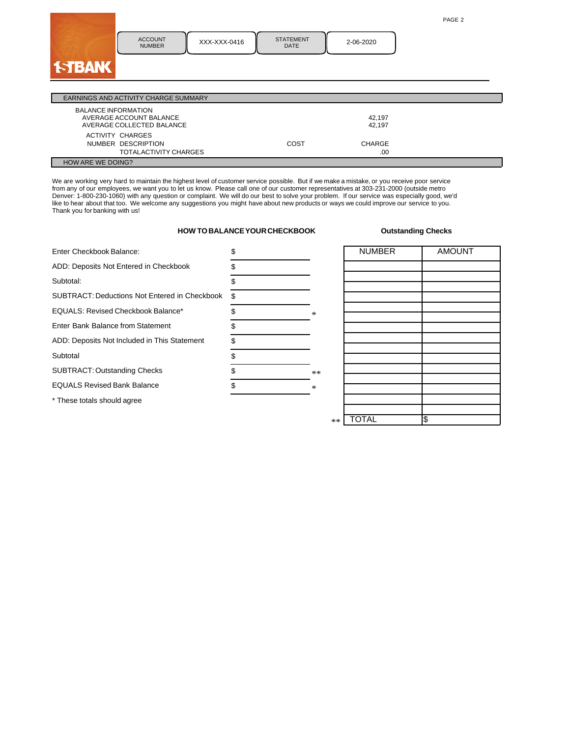1STBANK

| ACCOUNT NUMBER | XXX-XXX-0416 | STATEMENT DATE | 2-06-2020 |
|---|---|---|---|

## EARNINGS AND ACTIVITY CHARGE SUMMARY

BALANCE INFORMATION

| | |
|---|---|
| AVERAGE ACCOUNT BALANCE | 42,197 |
| AVERAGE COLLECTED BALANCE | 42,197 |

| ACTIVITY NUMBER | CHARGES DESCRIPTION | COST | CHARGE |
|---|---|---|---|
| | TOTAL ACTIVITY CHARGES | | .00 |

## HOW ARE WE DOING?

We are working very hard to maintain the highest level of customer service possible. But if we make a mistake, or you receive poor service from any of our employees, we want you to let us know. Please call one of our customer representatives at 303-231-2000 (outside metro Denver: 1-800-230-1060) with any question or complaint. We will do our best to solve your problem. If our service was especially good, we'd like to hear about that too. We welcome any suggestions you might have about new products or ways we could improve our service to you. Thank you for banking with us!

### HOW TO BALANCE YOUR CHECKBOOK

| | | |
|---|---|---|
| Enter Checkbook Balance: | $ | |
| ADD: Deposits Not Entered in Checkbook | $ | |
| Subtotal: | $ | |
| SUBTRACT: Deductions Not Entered in Checkbook | $ | |
| EQUALS: Revised Checkbook Balance* | $ | * |
| Enter Bank Balance from Statement | $ | |
| ADD: Deposits Not Included in This Statement | $ | |
| Subtotal | $ | |
| SUBTRACT: Outstanding Checks | $ | ** |
| EQUALS Revised Bank Balance | $ | * |

* These totals should agree

### Outstanding Checks

| NUMBER | AMOUNT |
|---|---|
| | |
| | |
| | |
| | |
| | |
| | |
| | |
| | |
| | |
| | |
| | |
| | |
| | |
| | |
| ** TOTAL | $ |